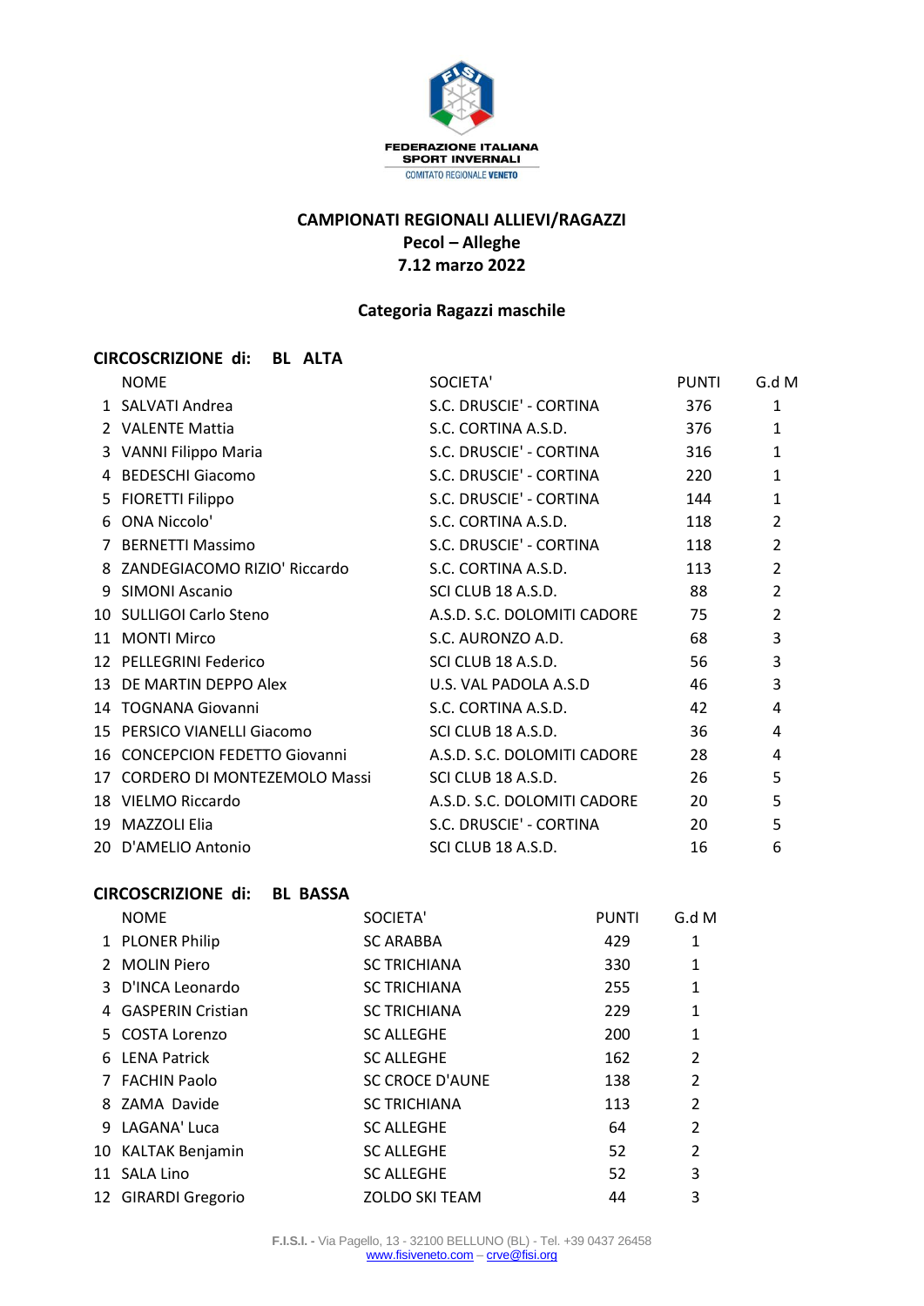FEDERAZIONE ITALIANA SPORT INVERNALI

COMITATO REGIONALE VENETO

# CAMPIONATI REGIONALI ALLIEVI/RAGAZZI

## Pecol – Alleghe

## 7.12 marzo 2022

### Categoria Ragazzi maschile

**CIRCOSCRIZIONE di: BL ALTA**

| | NOME | SOCIETA' | PUNTI | G.d M |
|---|---|---|---|---|
| 1 | SALVATI Andrea | S.C. DRUSCIE' - CORTINA | 376 | 1 |
| 2 | VALENTE Mattia | S.C. CORTINA A.S.D. | 376 | 1 |
| 3 | VANNI Filippo Maria | S.C. DRUSCIE' - CORTINA | 316 | 1 |
| 4 | BEDESCHI Giacomo | S.C. DRUSCIE' - CORTINA | 220 | 1 |
| 5 | FIORETTI Filippo | S.C. DRUSCIE' - CORTINA | 144 | 1 |
| 6 | ONA Niccolo' | S.C. CORTINA A.S.D. | 118 | 2 |
| 7 | BERNETTI Massimo | S.C. DRUSCIE' - CORTINA | 118 | 2 |
| 8 | ZANDEGIACOMO RIZIO' Riccardo | S.C. CORTINA A.S.D. | 113 | 2 |
| 9 | SIMONI Ascanio | SCI CLUB 18 A.S.D. | 88 | 2 |
| 10 | SULLIGOI Carlo Steno | A.S.D. S.C. DOLOMITI CADORE | 75 | 2 |
| 11 | MONTI Mirco | S.C. AURONZO A.D. | 68 | 3 |
| 12 | PELLEGRINI Federico | SCI CLUB 18 A.S.D. | 56 | 3 |
| 13 | DE MARTIN DEPPO Alex | U.S. VAL PADOLA A.S.D | 46 | 3 |
| 14 | TOGNANA Giovanni | S.C. CORTINA A.S.D. | 42 | 4 |
| 15 | PERSICO VIANELLI Giacomo | SCI CLUB 18 A.S.D. | 36 | 4 |
| 16 | CONCEPCION FEDETTO Giovanni | A.S.D. S.C. DOLOMITI CADORE | 28 | 4 |
| 17 | CORDERO DI MONTEZEMOLO Massi | SCI CLUB 18 A.S.D. | 26 | 5 |
| 18 | VIELMO Riccardo | A.S.D. S.C. DOLOMITI CADORE | 20 | 5 |
| 19 | MAZZOLI Elia | S.C. DRUSCIE' - CORTINA | 20 | 5 |
| 20 | D'AMELIO Antonio | SCI CLUB 18 A.S.D. | 16 | 6 |

**CIRCOSCRIZIONE di: BL BASSA**

| | NOME | SOCIETA' | PUNTI | G.d M |
|---|---|---|---|---|
| 1 | PLONER Philip | SC ARABBA | 429 | 1 |
| 2 | MOLIN Piero | SC TRICHIANA | 330 | 1 |
| 3 | D'INCA Leonardo | SC TRICHIANA | 255 | 1 |
| 4 | GASPERIN Cristian | SC TRICHIANA | 229 | 1 |
| 5 | COSTA Lorenzo | SC ALLEGHE | 200 | 1 |
| 6 | LENA Patrick | SC ALLEGHE | 162 | 2 |
| 7 | FACHIN Paolo | SC CROCE D'AUNE | 138 | 2 |
| 8 | ZAMA Davide | SC TRICHIANA | 113 | 2 |
| 9 | LAGANA' Luca | SC ALLEGHE | 64 | 2 |
| 10 | KALTAK Benjamin | SC ALLEGHE | 52 | 2 |
| 11 | SALA Lino | SC ALLEGHE | 52 | 3 |
| 12 | GIRARDI Gregorio | ZOLDO SKI TEAM | 44 | 3 |

F.I.S.I. - Via Pagello, 13 - 32100 BELLUNO (BL) - Tel. +39 0437 26458
www.fisiveneto.com – crve@fisi.org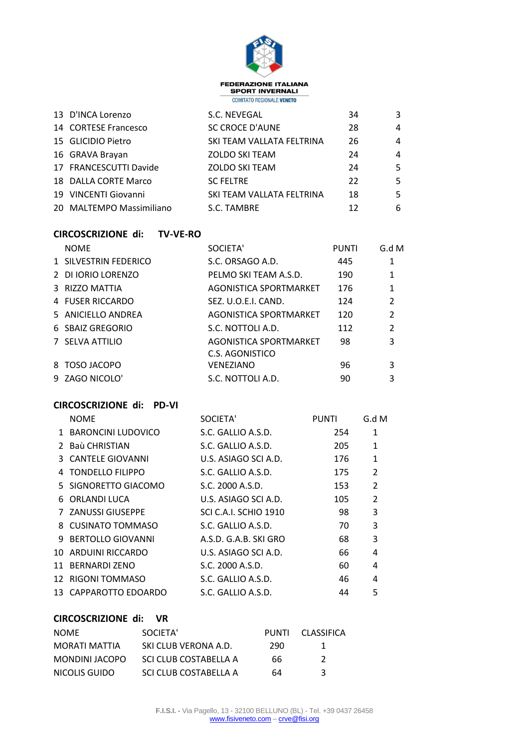FEDERAZIONE ITALIANA SPORT INVERNALI

COMITATO REGIONALE VENETO

| | | | | |
|---|---|---|---|---|
| 13 | D'INCA Lorenzo | S.C. NEVEGAL | 34 | 3 |
| 14 | CORTESE Francesco | SC CROCE D'AUNE | 28 | 4 |
| 15 | GLICIDIO Pietro | SKI TEAM VALLATA FELTRINA | 26 | 4 |
| 16 | GRAVA Brayan | ZOLDO SKI TEAM | 24 | 4 |
| 17 | FRANCESCUTTI Davide | ZOLDO SKI TEAM | 24 | 5 |
| 18 | DALLA CORTE Marco | SC FELTRE | 22 | 5 |
| 19 | VINCENTI Giovanni | SKI TEAM VALLATA FELTRINA | 18 | 5 |
| 20 | MALTEMPO Massimiliano | S.C. TAMBRE | 12 | 6 |

**CIRCOSCRIZIONE di: TV-VE-RO**

| | NOME | SOCIETA' | PUNTI | G.d M |
|---|---|---|---|---|
| 1 | SILVESTRIN FEDERICO | S.C. ORSAGO A.D. | 445 | 1 |
| 2 | DI IORIO LORENZO | PELMO SKI TEAM A.S.D. | 190 | 1 |
| 3 | RIZZO MATTIA | AGONISTICA SPORTMARKET | 176 | 1 |
| 4 | FUSER RICCARDO | SEZ. U.O.E.I. CAND. | 124 | 2 |
| 5 | ANICIELLO ANDREA | AGONISTICA SPORTMARKET | 120 | 2 |
| 6 | SBAIZ GREGORIO | S.C. NOTTOLI A.D. | 112 | 2 |
| 7 | SELVA ATTILIO | AGONISTICA SPORTMARKET | 98 | 3 |
| 8 | TOSO JACOPO | C.S. AGONISTICO VENEZIANO | 96 | 3 |
| 9 | ZAGO NICOLO' | S.C. NOTTOLI A.D. | 90 | 3 |

**CIRCOSCRIZIONE di: PD-VI**

| | NOME | SOCIETA' | PUNTI | G.d M |
|---|---|---|---|---|
| 1 | BARONCINI LUDOVICO | S.C. GALLIO A.S.D. | 254 | 1 |
| 2 | Baù CHRISTIAN | S.C. GALLIO A.S.D. | 205 | 1 |
| 3 | CANTELE GIOVANNI | U.S. ASIAGO SCI A.D. | 176 | 1 |
| 4 | TONDELLO FILIPPO | S.C. GALLIO A.S.D. | 175 | 2 |
| 5 | SIGNORETTO GIACOMO | S.C. 2000 A.S.D. | 153 | 2 |
| 6 | ORLANDI LUCA | U.S. ASIAGO SCI A.D. | 105 | 2 |
| 7 | ZANUSSI GIUSEPPE | SCI C.A.I. SCHIO 1910 | 98 | 3 |
| 8 | CUSINATO TOMMASO | S.C. GALLIO A.S.D. | 70 | 3 |
| 9 | BERTOLLO GIOVANNI | A.S.D. G.A.B. SKI GRO | 68 | 3 |
| 10 | ARDUINI RICCARDO | U.S. ASIAGO SCI A.D. | 66 | 4 |
| 11 | BERNARDI ZENO | S.C. 2000 A.S.D. | 60 | 4 |
| 12 | RIGONI TOMMASO | S.C. GALLIO A.S.D. | 46 | 4 |
| 13 | CAPPAROTTO EDOARDO | S.C. GALLIO A.S.D. | 44 | 5 |

**CIRCOSCRIZIONE di: VR**

| NOME | SOCIETA' | PUNTI | CLASSIFICA |
|---|---|---|---|
| MORATI MATTIA | SKI CLUB VERONA A.D. | 290 | 1 |
| MONDINI JACOPO | SCI CLUB COSTABELLA A | 66 | 2 |
| NICOLIS GUIDO | SCI CLUB COSTABELLA A | 64 | 3 |

**F.I.S.I.** - Via Pagello, 13 - 32100 BELLUNO (BL) - Tel. +39 0437 26458
www.fisiveneto.com – crve@fisi.org